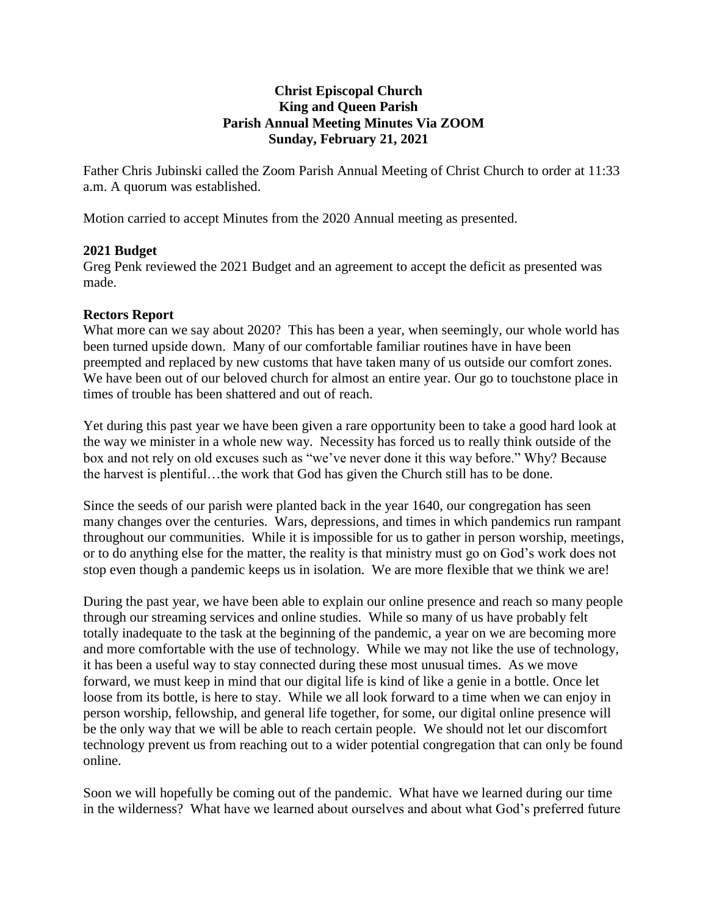**Christ Episcopal Church**
**King and Queen Parish**
**Parish Annual Meeting Minutes Via ZOOM**
**Sunday, February 21, 2021**

Father Chris Jubinski called the Zoom Parish Annual Meeting of Christ Church to order at 11:33 a.m. A quorum was established.

Motion carried to accept Minutes from the 2020 Annual meeting as presented.

**2021 Budget**

Greg Penk reviewed the 2021 Budget and an agreement to accept the deficit as presented was made.

**Rectors Report**

What more can we say about 2020? This has been a year, when seemingly, our whole world has been turned upside down. Many of our comfortable familiar routines have in have been preempted and replaced by new customs that have taken many of us outside our comfort zones. We have been out of our beloved church for almost an entire year. Our go to touchstone place in times of trouble has been shattered and out of reach.

Yet during this past year we have been given a rare opportunity been to take a good hard look at the way we minister in a whole new way. Necessity has forced us to really think outside of the box and not rely on old excuses such as "we've never done it this way before." Why? Because the harvest is plentiful…the work that God has given the Church still has to be done.

Since the seeds of our parish were planted back in the year 1640, our congregation has seen many changes over the centuries. Wars, depressions, and times in which pandemics run rampant throughout our communities. While it is impossible for us to gather in person worship, meetings, or to do anything else for the matter, the reality is that ministry must go on God's work does not stop even though a pandemic keeps us in isolation. We are more flexible that we think we are!

During the past year, we have been able to explain our online presence and reach so many people through our streaming services and online studies. While so many of us have probably felt totally inadequate to the task at the beginning of the pandemic, a year on we are becoming more and more comfortable with the use of technology. While we may not like the use of technology, it has been a useful way to stay connected during these most unusual times. As we move forward, we must keep in mind that our digital life is kind of like a genie in a bottle. Once let loose from its bottle, is here to stay. While we all look forward to a time when we can enjoy in person worship, fellowship, and general life together, for some, our digital online presence will be the only way that we will be able to reach certain people. We should not let our discomfort technology prevent us from reaching out to a wider potential congregation that can only be found online.

Soon we will hopefully be coming out of the pandemic. What have we learned during our time in the wilderness? What have we learned about ourselves and about what God's preferred future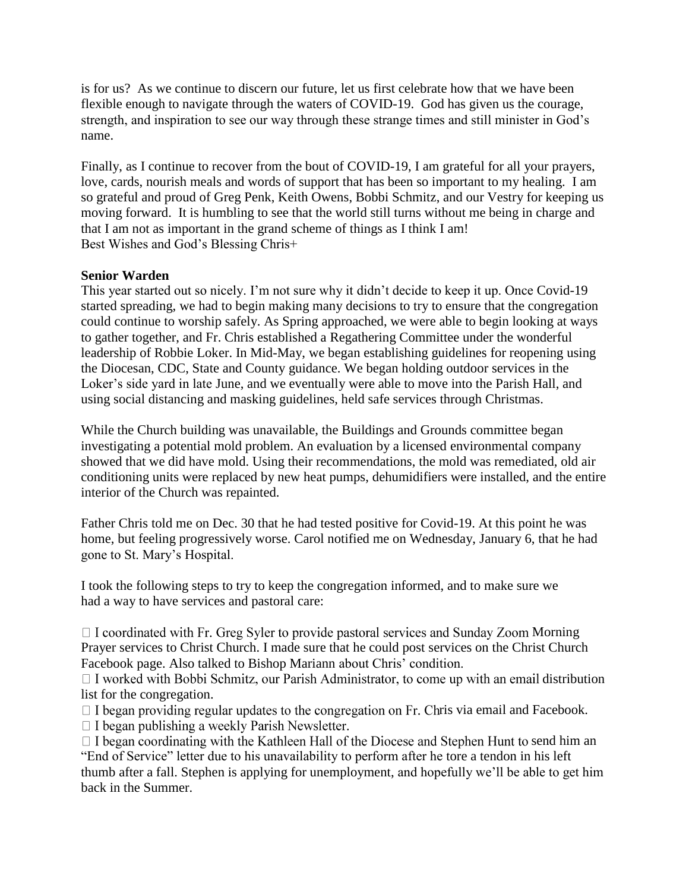is for us? As we continue to discern our future, let us first celebrate how that we have been flexible enough to navigate through the waters of COVID-19. God has given us the courage, strength, and inspiration to see our way through these strange times and still minister in God's name.

Finally, as I continue to recover from the bout of COVID-19, I am grateful for all your prayers, love, cards, nourish meals and words of support that has been so important to my healing. I am so grateful and proud of Greg Penk, Keith Owens, Bobbi Schmitz, and our Vestry for keeping us moving forward. It is humbling to see that the world still turns without me being in charge and that I am not as important in the grand scheme of things as I think I am!
Best Wishes and God's Blessing Chris+

**Senior Warden**

This year started out so nicely. I'm not sure why it didn't decide to keep it up. Once Covid-19 started spreading, we had to begin making many decisions to try to ensure that the congregation could continue to worship safely. As Spring approached, we were able to begin looking at ways to gather together, and Fr. Chris established a Regathering Committee under the wonderful leadership of Robbie Loker. In Mid-May, we began establishing guidelines for reopening using the Diocesan, CDC, State and County guidance. We began holding outdoor services in the Loker's side yard in late June, and we eventually were able to move into the Parish Hall, and using social distancing and masking guidelines, held safe services through Christmas.

While the Church building was unavailable, the Buildings and Grounds committee began investigating a potential mold problem. An evaluation by a licensed environmental company showed that we did have mold. Using their recommendations, the mold was remediated, old air conditioning units were replaced by new heat pumps, dehumidifiers were installed, and the entire interior of the Church was repainted.

Father Chris told me on Dec. 30 that he had tested positive for Covid-19. At this point he was home, but feeling progressively worse. Carol notified me on Wednesday, January 6, that he had gone to St. Mary's Hospital.

I took the following steps to try to keep the congregation informed, and to make sure we had a way to have services and pastoral care:

- I coordinated with Fr. Greg Syler to provide pastoral services and Sunday Zoom Morning Prayer services to Christ Church. I made sure that he could post services on the Christ Church Facebook page. Also talked to Bishop Mariann about Chris' condition.
- I worked with Bobbi Schmitz, our Parish Administrator, to come up with an email distribution list for the congregation.
- I began providing regular updates to the congregation on Fr. Chris via email and Facebook.
- I began publishing a weekly Parish Newsletter.
- I began coordinating with the Kathleen Hall of the Diocese and Stephen Hunt to send him an "End of Service" letter due to his unavailability to perform after he tore a tendon in his left thumb after a fall. Stephen is applying for unemployment, and hopefully we'll be able to get him back in the Summer.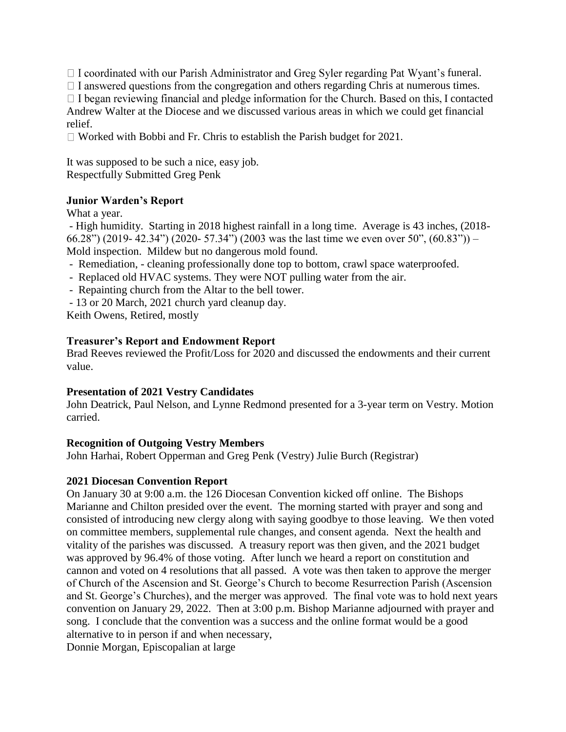- I coordinated with our Parish Administrator and Greg Syler regarding Pat Wyant's funeral.
- I answered questions from the congregation and others regarding Chris at numerous times.
- I began reviewing financial and pledge information for the Church. Based on this, I contacted Andrew Walter at the Diocese and we discussed various areas in which we could get financial relief.
- Worked with Bobbi and Fr. Chris to establish the Parish budget for 2021.

It was supposed to be such a nice, easy job.
Respectfully Submitted Greg Penk

**Junior Warden's Report**

What a year.

- High humidity. Starting in 2018 highest rainfall in a long time. Average is 43 inches, (2018- 66.28") (2019- 42.34") (2020- 57.34") (2003 was the last time we even over 50", (60.83")) – Mold inspection. Mildew but no dangerous mold found.
- Remediation, - cleaning professionally done top to bottom, crawl space waterproofed.
- Replaced old HVAC systems. They were NOT pulling water from the air.
- Repainting church from the Altar to the bell tower.
- 13 or 20 March, 2021 church yard cleanup day.

Keith Owens, Retired, mostly

**Treasurer's Report and Endowment Report**

Brad Reeves reviewed the Profit/Loss for 2020 and discussed the endowments and their current value.

**Presentation of 2021 Vestry Candidates**

John Deatrick, Paul Nelson, and Lynne Redmond presented for a 3-year term on Vestry. Motion carried.

**Recognition of Outgoing Vestry Members**

John Harhai, Robert Opperman and Greg Penk (Vestry) Julie Burch (Registrar)

**2021 Diocesan Convention Report**

On January 30 at 9:00 a.m. the 126 Diocesan Convention kicked off online. The Bishops Marianne and Chilton presided over the event. The morning started with prayer and song and consisted of introducing new clergy along with saying goodbye to those leaving. We then voted on committee members, supplemental rule changes, and consent agenda. Next the health and vitality of the parishes was discussed. A treasury report was then given, and the 2021 budget was approved by 96.4% of those voting. After lunch we heard a report on constitution and cannon and voted on 4 resolutions that all passed. A vote was then taken to approve the merger of Church of the Ascension and St. George's Church to become Resurrection Parish (Ascension and St. George's Churches), and the merger was approved. The final vote was to hold next years convention on January 29, 2022. Then at 3:00 p.m. Bishop Marianne adjourned with prayer and song. I conclude that the convention was a success and the online format would be a good alternative to in person if and when necessary,

Donnie Morgan, Episcopalian at large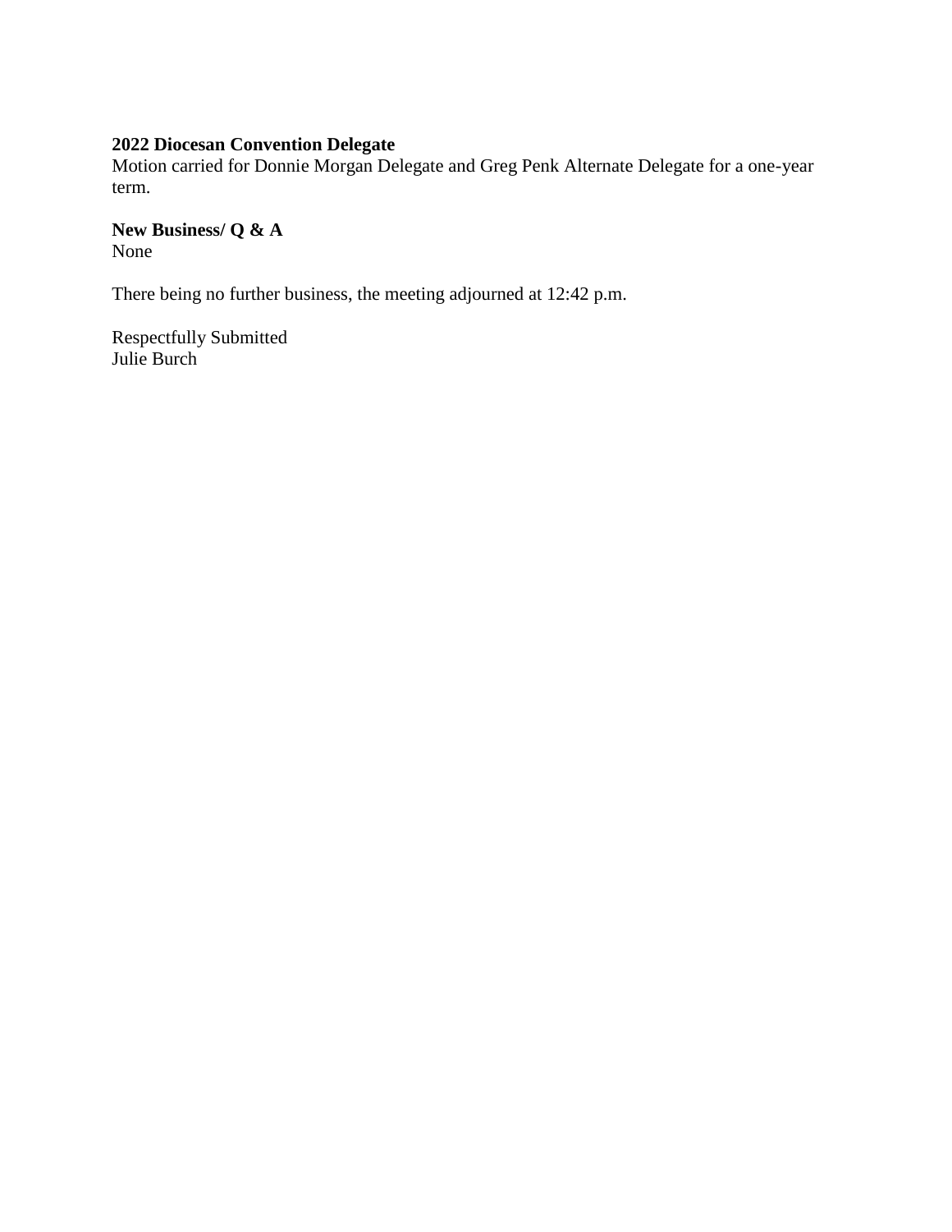**2022 Diocesan Convention Delegate**
Motion carried for Donnie Morgan Delegate and Greg Penk Alternate Delegate for a one-year term.

**New Business/ Q & A**
None

There being no further business, the meeting adjourned at 12:42 p.m.

Respectfully Submitted
Julie Burch